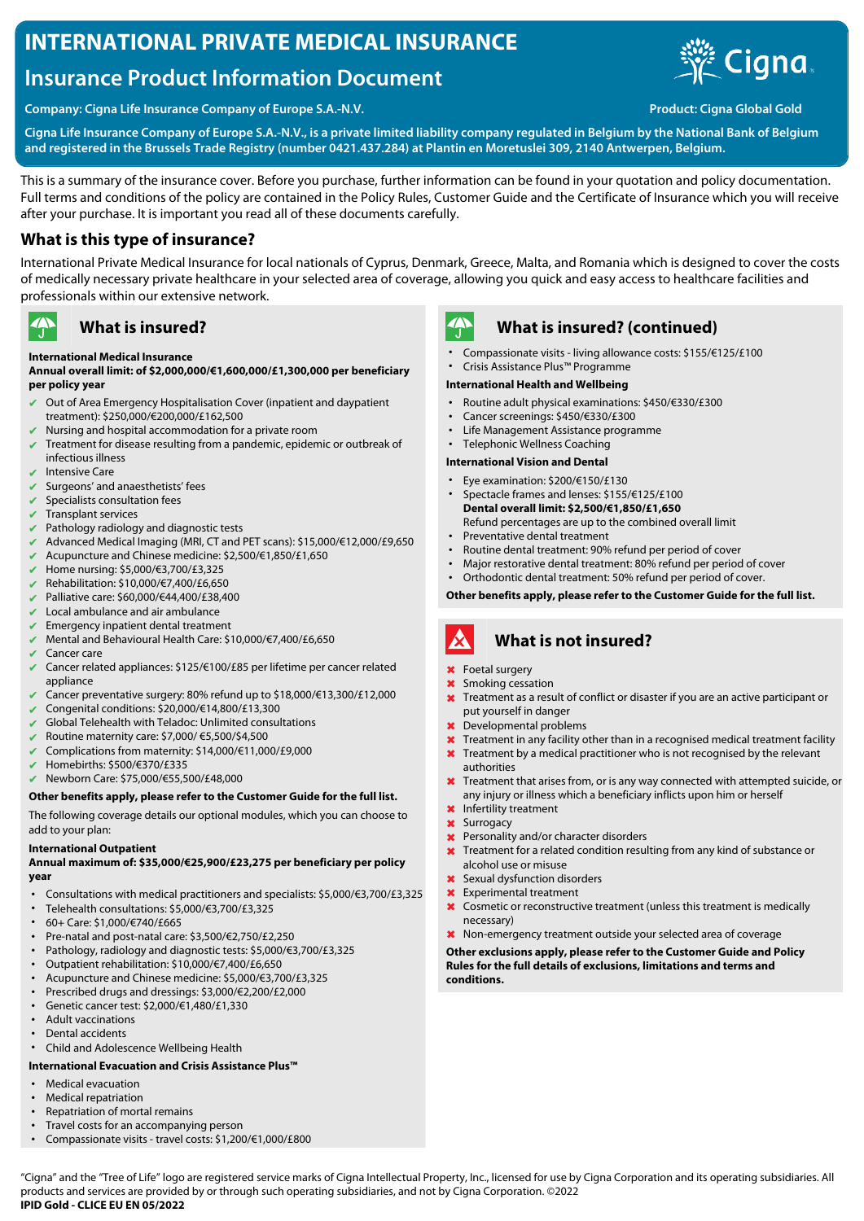# INTERNATIONAL PRIVATE MEDICAL INSURANCE

## Insurance Product Information Document

**Company: Cigna Life Insurance Company of Europe S.A.-N.V.**

**Product: Cigna Global Gold**

**Cigna Life Insurance Company of Europe S.A.-N.V., is a private limited liability company regulated in Belgium by the National Bank of Belgium and registered in the Brussels Trade Registry (number 0421.437.284) at Plantin en Moretuslei 309, 2140 Antwerpen, Belgium.**

This is a summary of the insurance cover. Before you purchase, further information can be found in your quotation and policy documentation. Full terms and conditions of the policy are contained in the Policy Rules, Customer Guide and the Certificate of Insurance which you will receive after your purchase. It is important you read all of these documents carefully.

## What is this type of insurance?

International Private Medical Insurance for local nationals of Cyprus, Denmark, Greece, Malta, and Romania which is designed to cover the costs of medically necessary private healthcare in your selected area of coverage, allowing you quick and easy access to healthcare facilities and professionals within our extensive network.

### What is insured?

**International Medical Insurance**

**Annual overall limit: of $2,000,000/€1,600,000/£1,300,000 per beneficiary per policy year**

- ✔ Out of Area Emergency Hospitalisation Cover (inpatient and daypatient treatment): $250,000/€200,000/£162,500
- ✔ Nursing and hospital accommodation for a private room
- ✔ Treatment for disease resulting from a pandemic, epidemic or outbreak of infectious illness
- ✔ Intensive Care
- ✔ Surgeons' and anaesthetists' fees
- ✔ Specialists consultation fees
- ✔ Transplant services
- ✔ Pathology radiology and diagnostic tests
- ✔ Advanced Medical Imaging (MRI, CT and PET scans): $15,000/€12,000/£9,650
- ✔ Acupuncture and Chinese medicine: $2,500/€1,850/£1,650
- ✔ Home nursing: $5,000/€3,700/£3,325
- ✔ Rehabilitation: $10,000/€7,400/£6,650
- ✔ Palliative care: $60,000/€44,400/£38,400
- ✔ Local ambulance and air ambulance
- ✔ Emergency inpatient dental treatment
- ✔ Mental and Behavioural Health Care: $10,000/€7,400/£6,650
- ✔ Cancer care
- ✔ Cancer related appliances: $125/€100/£85 per lifetime per cancer related appliance
- ✔ Cancer preventative surgery: 80% refund up to $18,000/€13,300/£12,000
- ✔ Congenital conditions: $20,000/€14,800/£13,300
- ✔ Global Telehealth with Teladoc: Unlimited consultations
- ✔ Routine maternity care: $7,000/ €5,500/£4,500
- ✔ Complications from maternity: $14,000/€11,000/£9,000
- ✔ Homebirths: $500/€370/£335
- ✔ Newborn Care: $75,000/€55,500/£48,000

**Other benefits apply, please refer to the Customer Guide for the full list.**

The following coverage details our optional modules, which you can choose to add to your plan:

**International Outpatient**

**Annual maximum of: $35,000/€25,900/£23,275 per beneficiary per policy year**

- Consultations with medical practitioners and specialists: $5,000/€3,700/£3,325
- Telehealth consultations: $5,000/€3,700/£3,325
- 60+ Care: $1,000/€740/£665
- Pre-natal and post-natal care: $3,500/€2,750/£2,250
- Pathology, radiology and diagnostic tests: $5,000/€3,700/£3,325
- Outpatient rehabilitation: $10,000/€7,400/£6,650
- Acupuncture and Chinese medicine: $5,000/€3,700/£3,325
- Prescribed drugs and dressings: $3,000/€2,200/£2,000
- Genetic cancer test: $2,000/€1,480/£1,330
- Adult vaccinations
- Dental accidents
- Child and Adolescence Wellbeing Health

**International Evacuation and Crisis Assistance Plus™**

- Medical evacuation
- Medical repatriation
- Repatriation of mortal remains
- Travel costs for an accompanying person
- Compassionate visits - travel costs: $1,200/€1,000/£800

### What is insured? (continued)

- Compassionate visits - living allowance costs: $155/€125/£100
- Crisis Assistance Plus™ Programme

**International Health and Wellbeing**

- Routine adult physical examinations: $450/€330/£300
- Cancer screenings: $450/€330/£300
- Life Management Assistance programme
- Telephonic Wellness Coaching

**International Vision and Dental**

- Eye examination: $200/€150/£130
- Spectacle frames and lenses: $155/€125/£100
  **Dental overall limit: $2,500/€1,850/£1,650**
  Refund percentages are up to the combined overall limit
- Preventative dental treatment
- Routine dental treatment: 90% refund per period of cover
- Major restorative dental treatment: 80% refund per period of cover
- Orthodontic dental treatment: 50% refund per period of cover.

**Other benefits apply, please refer to the Customer Guide for the full list.**

### What is not insured?

- ✖ Foetal surgery
- ✖ Smoking cessation
- ✖ Treatment as a result of conflict or disaster if you are an active participant or put yourself in danger
- ✖ Developmental problems
- ✖ Treatment in any facility other than in a recognised medical treatment facility
- ✖ Treatment by a medical practitioner who is not recognised by the relevant authorities
- ✖ Treatment that arises from, or is any way connected with attempted suicide, or any injury or illness which a beneficiary inflicts upon him or herself
- ✖ Infertility treatment
- ✖ Surrogacy
- ✖ Personality and/or character disorders
- ✖ Treatment for a related condition resulting from any kind of substance or alcohol use or misuse
- ✖ Sexual dysfunction disorders
- ✖ Experimental treatment
- ✖ Cosmetic or reconstructive treatment (unless this treatment is medically necessary)
- ✖ Non-emergency treatment outside your selected area of coverage

**Other exclusions apply, please refer to the Customer Guide and Policy Rules for the full details of exclusions, limitations and terms and conditions.**

"Cigna" and the "Tree of Life" logo are registered service marks of Cigna Intellectual Property, Inc., licensed for use by Cigna Corporation and its operating subsidiaries. All products and services are provided by or through such operating subsidiaries, and not by Cigna Corporation. ©2022

**IPID Gold - CLICE EU EN 05/2022**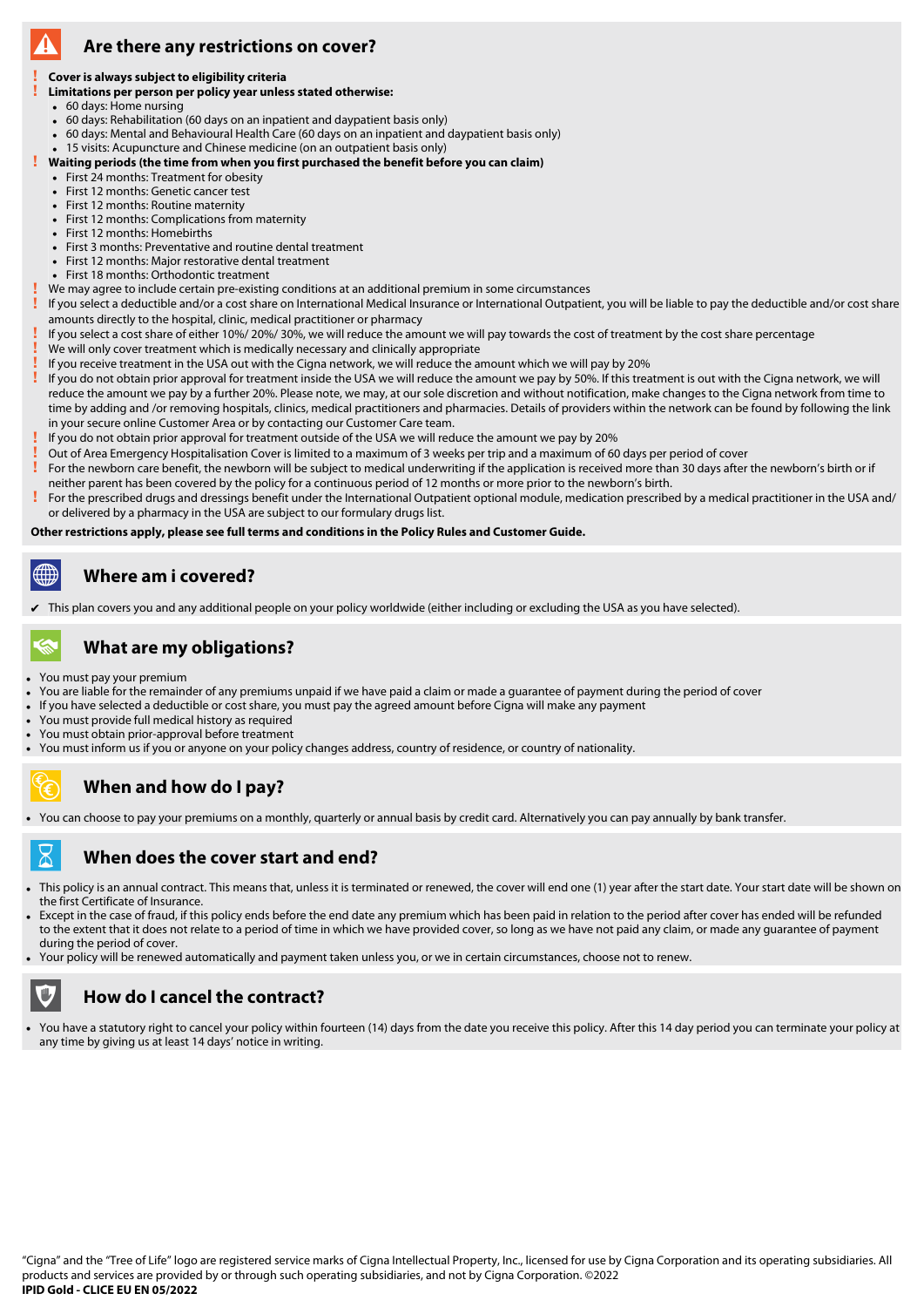## Are there any restrictions on cover?

- ! **Cover is always subject to eligibility criteria**
- ! **Limitations per person per policy year unless stated otherwise:**
  - 60 days: Home nursing
  - 60 days: Rehabilitation (60 days on an inpatient and daypatient basis only)
  - 60 days: Mental and Behavioural Health Care (60 days on an inpatient and daypatient basis only)
  - 15 visits: Acupuncture and Chinese medicine (on an outpatient basis only)
- ! **Waiting periods (the time from when you first purchased the benefit before you can claim)**
  - First 24 months: Treatment for obesity
  - First 12 months: Genetic cancer test
  - First 12 months: Routine maternity
  - First 12 months: Complications from maternity
  - First 12 months: Homebirths
  - First 3 months: Preventative and routine dental treatment
  - First 12 months: Major restorative dental treatment
  - First 18 months: Orthodontic treatment
- ! We may agree to include certain pre-existing conditions at an additional premium in some circumstances
- ! If you select a deductible and/or a cost share on International Medical Insurance or International Outpatient, you will be liable to pay the deductible and/or cost share amounts directly to the hospital, clinic, medical practitioner or pharmacy
- ! If you select a cost share of either 10%/ 20%/ 30%, we will reduce the amount we will pay towards the cost of treatment by the cost share percentage
- ! We will only cover treatment which is medically necessary and clinically appropriate
- ! If you receive treatment in the USA out with the Cigna network, we will reduce the amount which we will pay by 20%
- ! If you do not obtain prior approval for treatment inside the USA we will reduce the amount we pay by 50%. If this treatment is out with the Cigna network, we will reduce the amount we pay by a further 20%. Please note, we may, at our sole discretion and without notification, make changes to the Cigna network from time to time by adding and /or removing hospitals, clinics, medical practitioners and pharmacies. Details of providers within the network can be found by following the link in your secure online Customer Area or by contacting our Customer Care team.
- ! If you do not obtain prior approval for treatment outside of the USA we will reduce the amount we pay by 20%
- ! Out of Area Emergency Hospitalisation Cover is limited to a maximum of 3 weeks per trip and a maximum of 60 days per period of cover
- ! For the newborn care benefit, the newborn will be subject to medical underwriting if the application is received more than 30 days after the newborn's birth or if neither parent has been covered by the policy for a continuous period of 12 months or more prior to the newborn's birth.
- ! For the prescribed drugs and dressings benefit under the International Outpatient optional module, medication prescribed by a medical practitioner in the USA and/or delivered by a pharmacy in the USA are subject to our formulary drugs list.

**Other restrictions apply, please see full terms and conditions in the Policy Rules and Customer Guide.**

## Where am i covered?

✔ This plan covers you and any additional people on your policy worldwide (either including or excluding the USA as you have selected).

## What are my obligations?

- You must pay your premium
- You are liable for the remainder of any premiums unpaid if we have paid a claim or made a guarantee of payment during the period of cover
- If you have selected a deductible or cost share, you must pay the agreed amount before Cigna will make any payment
- You must provide full medical history as required
- You must obtain prior-approval before treatment
- You must inform us if you or anyone on your policy changes address, country of residence, or country of nationality.

## When and how do I pay?

- You can choose to pay your premiums on a monthly, quarterly or annual basis by credit card. Alternatively you can pay annually by bank transfer.

## When does the cover start and end?

- This policy is an annual contract. This means that, unless it is terminated or renewed, the cover will end one (1) year after the start date. Your start date will be shown on the first Certificate of Insurance.
- Except in the case of fraud, if this policy ends before the end date any premium which has been paid in relation to the period after cover has ended will be refunded to the extent that it does not relate to a period of time in which we have provided cover, so long as we have not paid any claim, or made any guarantee of payment during the period of cover.
- Your policy will be renewed automatically and payment taken unless you, or we in certain circumstances, choose not to renew.

## How do I cancel the contract?

- You have a statutory right to cancel your policy within fourteen (14) days from the date you receive this policy. After this 14 day period you can terminate your policy at any time by giving us at least 14 days' notice in writing.

"Cigna" and the "Tree of Life" logo are registered service marks of Cigna Intellectual Property, Inc., licensed for use by Cigna Corporation and its operating subsidiaries. All products and services are provided by or through such operating subsidiaries, and not by Cigna Corporation. ©2022
**IPID Gold - CLICE EU EN 05/2022**